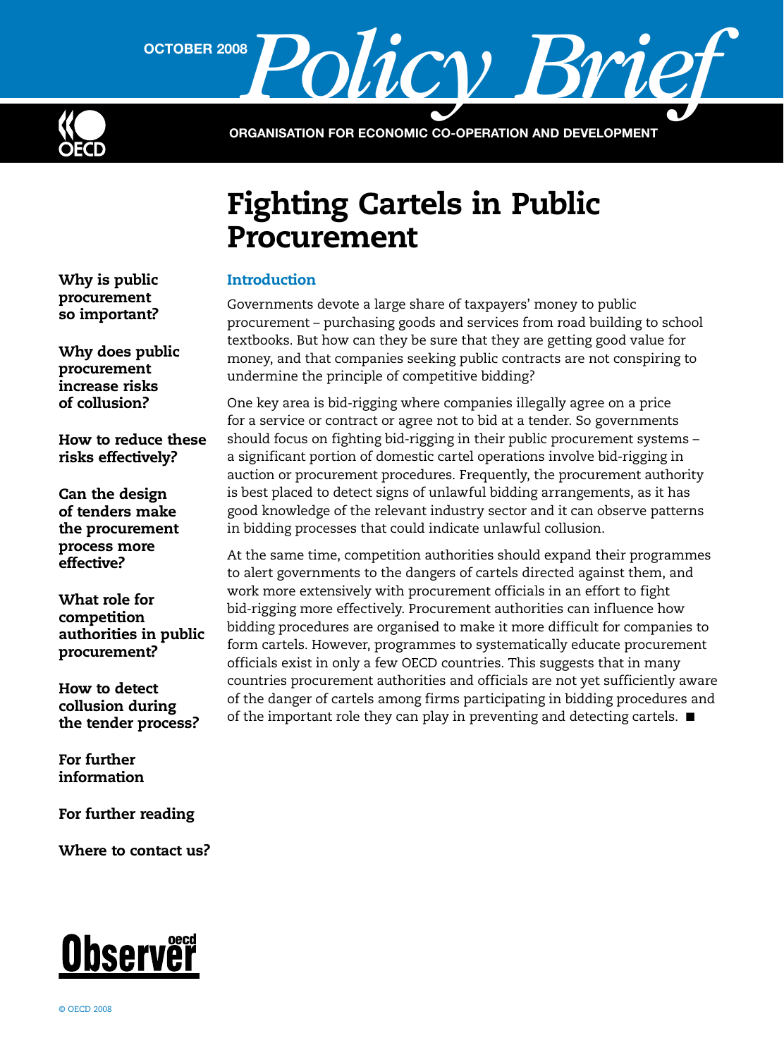OCTOBER 2008 **Policy Brief**

ORGANISATION FOR ECONOMIC CO-OPERATION AND DEVELOPMENT

# Fighting Cartels in Public Procurement

**Why is public procurement so important?**

**Why does public procurement increase risks of collusion?**

**How to reduce these risks effectively?**

**Can the design of tenders make the procurement process more effective?**

**What role for competition authorities in public procurement?**

**How to detect collusion during the tender process?**

**For further information**

**For further reading**

**Where to contact us?**

## Introduction

Governments devote a large share of taxpayers' money to public procurement – purchasing goods and services from road building to school textbooks. But how can they be sure that they are getting good value for money, and that companies seeking public contracts are not conspiring to undermine the principle of competitive bidding?

One key area is bid-rigging where companies illegally agree on a price for a service or contract or agree not to bid at a tender. So governments should focus on fighting bid-rigging in their public procurement systems – a significant portion of domestic cartel operations involve bid-rigging in auction or procurement procedures. Frequently, the procurement authority is best placed to detect signs of unlawful bidding arrangements, as it has good knowledge of the relevant industry sector and it can observe patterns in bidding processes that could indicate unlawful collusion.

At the same time, competition authorities should expand their programmes to alert governments to the dangers of cartels directed against them, and work more extensively with procurement officials in an effort to fight bid-rigging more effectively. Procurement authorities can influence how bidding procedures are organised to make it more difficult for companies to form cartels. However, programmes to systematically educate procurement officials exist in only a few OECD countries. This suggests that in many countries procurement authorities and officials are not yet sufficiently aware of the danger of cartels among firms participating in bidding procedures and of the important role they can play in preventing and detecting cartels. ■

© OECD 2008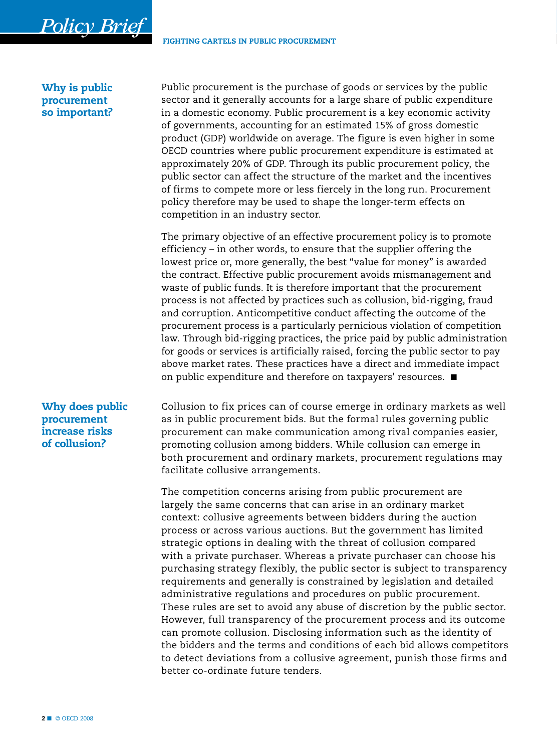## Why is public procurement so important?

Public procurement is the purchase of goods or services by the public sector and it generally accounts for a large share of public expenditure in a domestic economy. Public procurement is a key economic activity of governments, accounting for an estimated 15% of gross domestic product (GDP) worldwide on average. The figure is even higher in some OECD countries where public procurement expenditure is estimated at approximately 20% of GDP. Through its public procurement policy, the public sector can affect the structure of the market and the incentives of firms to compete more or less fiercely in the long run. Procurement policy therefore may be used to shape the longer-term effects on competition in an industry sector.

The primary objective of an effective procurement policy is to promote efficiency – in other words, to ensure that the supplier offering the lowest price or, more generally, the best "value for money" is awarded the contract. Effective public procurement avoids mismanagement and waste of public funds. It is therefore important that the procurement process is not affected by practices such as collusion, bid-rigging, fraud and corruption. Anticompetitive conduct affecting the outcome of the procurement process is a particularly pernicious violation of competition law. Through bid-rigging practices, the price paid by public administration for goods or services is artificially raised, forcing the public sector to pay above market rates. These practices have a direct and immediate impact on public expenditure and therefore on taxpayers' resources. ■

## Why does public procurement increase risks of collusion?

Collusion to fix prices can of course emerge in ordinary markets as well as in public procurement bids. But the formal rules governing public procurement can make communication among rival companies easier, promoting collusion among bidders. While collusion can emerge in both procurement and ordinary markets, procurement regulations may facilitate collusive arrangements.

The competition concerns arising from public procurement are largely the same concerns that can arise in an ordinary market context: collusive agreements between bidders during the auction process or across various auctions. But the government has limited strategic options in dealing with the threat of collusion compared with a private purchaser. Whereas a private purchaser can choose his purchasing strategy flexibly, the public sector is subject to transparency requirements and generally is constrained by legislation and detailed administrative regulations and procedures on public procurement. These rules are set to avoid any abuse of discretion by the public sector. However, full transparency of the procurement process and its outcome can promote collusion. Disclosing information such as the identity of the bidders and the terms and conditions of each bid allows competitors to detect deviations from a collusive agreement, punish those firms and better co-ordinate future tenders.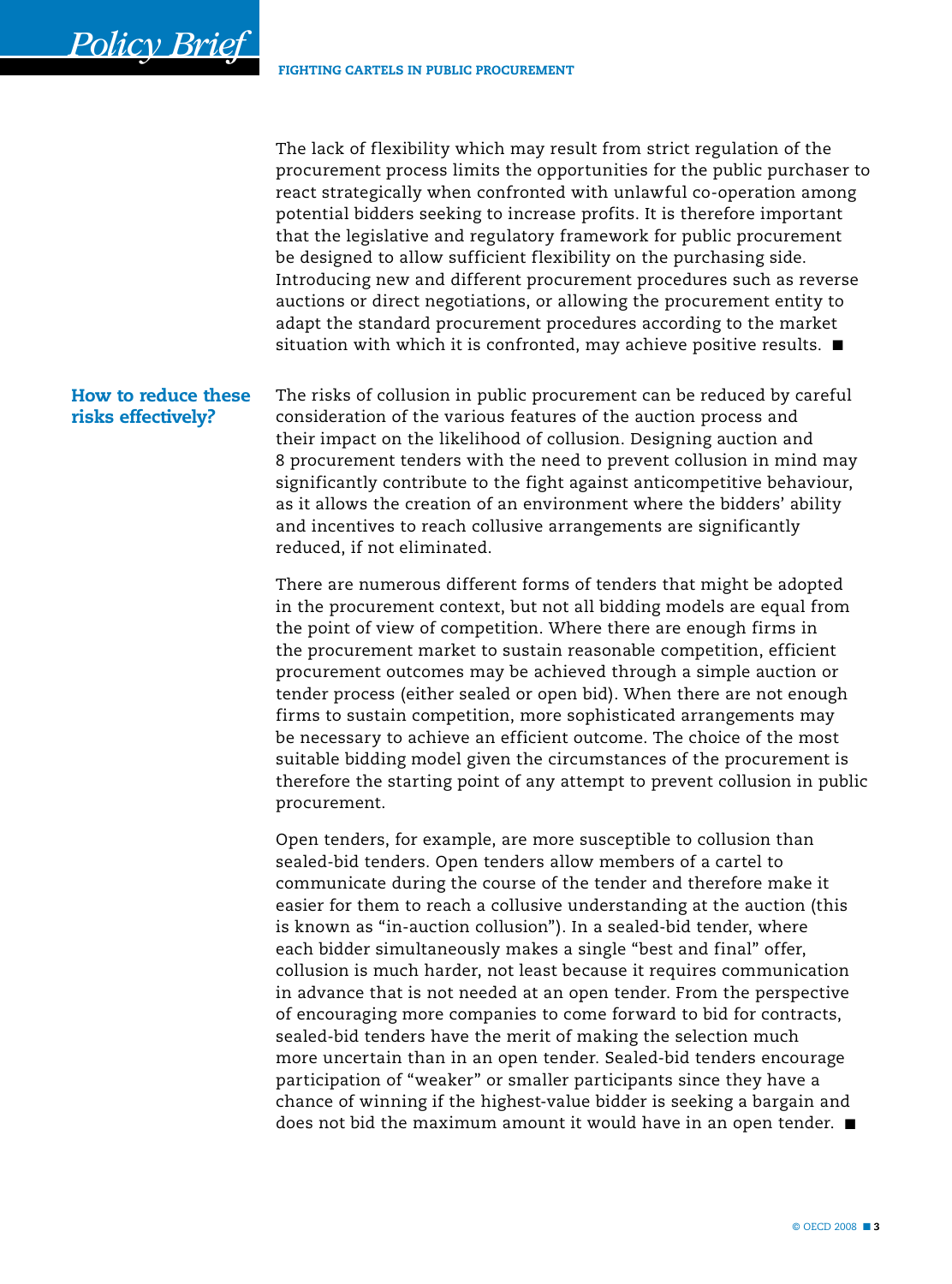The lack of flexibility which may result from strict regulation of the procurement process limits the opportunities for the public purchaser to react strategically when confronted with unlawful co-operation among potential bidders seeking to increase profits. It is therefore important that the legislative and regulatory framework for public procurement be designed to allow sufficient flexibility on the purchasing side. Introducing new and different procurement procedures such as reverse auctions or direct negotiations, or allowing the procurement entity to adapt the standard procurement procedures according to the market situation with which it is confronted, may achieve positive results. ■

## How to reduce these risks effectively?

The risks of collusion in public procurement can be reduced by careful consideration of the various features of the auction process and their impact on the likelihood of collusion. Designing auction and 8 procurement tenders with the need to prevent collusion in mind may significantly contribute to the fight against anticompetitive behaviour, as it allows the creation of an environment where the bidders' ability and incentives to reach collusive arrangements are significantly reduced, if not eliminated.

There are numerous different forms of tenders that might be adopted in the procurement context, but not all bidding models are equal from the point of view of competition. Where there are enough firms in the procurement market to sustain reasonable competition, efficient procurement outcomes may be achieved through a simple auction or tender process (either sealed or open bid). When there are not enough firms to sustain competition, more sophisticated arrangements may be necessary to achieve an efficient outcome. The choice of the most suitable bidding model given the circumstances of the procurement is therefore the starting point of any attempt to prevent collusion in public procurement.

Open tenders, for example, are more susceptible to collusion than sealed-bid tenders. Open tenders allow members of a cartel to communicate during the course of the tender and therefore make it easier for them to reach a collusive understanding at the auction (this is known as "in-auction collusion"). In a sealed-bid tender, where each bidder simultaneously makes a single "best and final" offer, collusion is much harder, not least because it requires communication in advance that is not needed at an open tender. From the perspective of encouraging more companies to come forward to bid for contracts, sealed-bid tenders have the merit of making the selection much more uncertain than in an open tender. Sealed-bid tenders encourage participation of "weaker" or smaller participants since they have a chance of winning if the highest-value bidder is seeking a bargain and does not bid the maximum amount it would have in an open tender. ■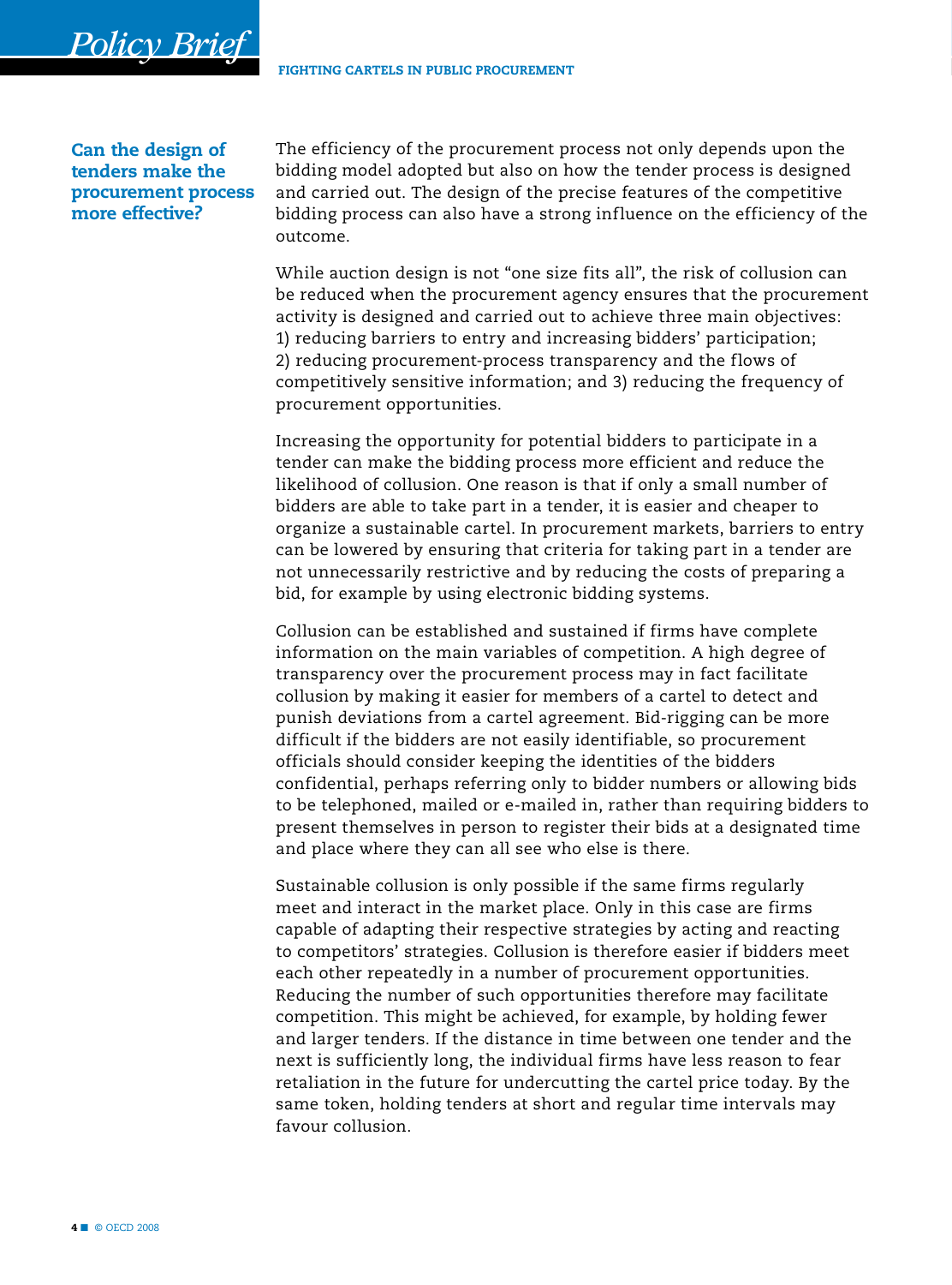## Can the design of tenders make the procurement process more effective?

The efficiency of the procurement process not only depends upon the bidding model adopted but also on how the tender process is designed and carried out. The design of the precise features of the competitive bidding process can also have a strong influence on the efficiency of the outcome.

While auction design is not "one size fits all", the risk of collusion can be reduced when the procurement agency ensures that the procurement activity is designed and carried out to achieve three main objectives: 1) reducing barriers to entry and increasing bidders' participation; 2) reducing procurement-process transparency and the flows of competitively sensitive information; and 3) reducing the frequency of procurement opportunities.

Increasing the opportunity for potential bidders to participate in a tender can make the bidding process more efficient and reduce the likelihood of collusion. One reason is that if only a small number of bidders are able to take part in a tender, it is easier and cheaper to organize a sustainable cartel. In procurement markets, barriers to entry can be lowered by ensuring that criteria for taking part in a tender are not unnecessarily restrictive and by reducing the costs of preparing a bid, for example by using electronic bidding systems.

Collusion can be established and sustained if firms have complete information on the main variables of competition. A high degree of transparency over the procurement process may in fact facilitate collusion by making it easier for members of a cartel to detect and punish deviations from a cartel agreement. Bid-rigging can be more difficult if the bidders are not easily identifiable, so procurement officials should consider keeping the identities of the bidders confidential, perhaps referring only to bidder numbers or allowing bids to be telephoned, mailed or e-mailed in, rather than requiring bidders to present themselves in person to register their bids at a designated time and place where they can all see who else is there.

Sustainable collusion is only possible if the same firms regularly meet and interact in the market place. Only in this case are firms capable of adapting their respective strategies by acting and reacting to competitors' strategies. Collusion is therefore easier if bidders meet each other repeatedly in a number of procurement opportunities. Reducing the number of such opportunities therefore may facilitate competition. This might be achieved, for example, by holding fewer and larger tenders. If the distance in time between one tender and the next is sufficiently long, the individual firms have less reason to fear retaliation in the future for undercutting the cartel price today. By the same token, holding tenders at short and regular time intervals may favour collusion.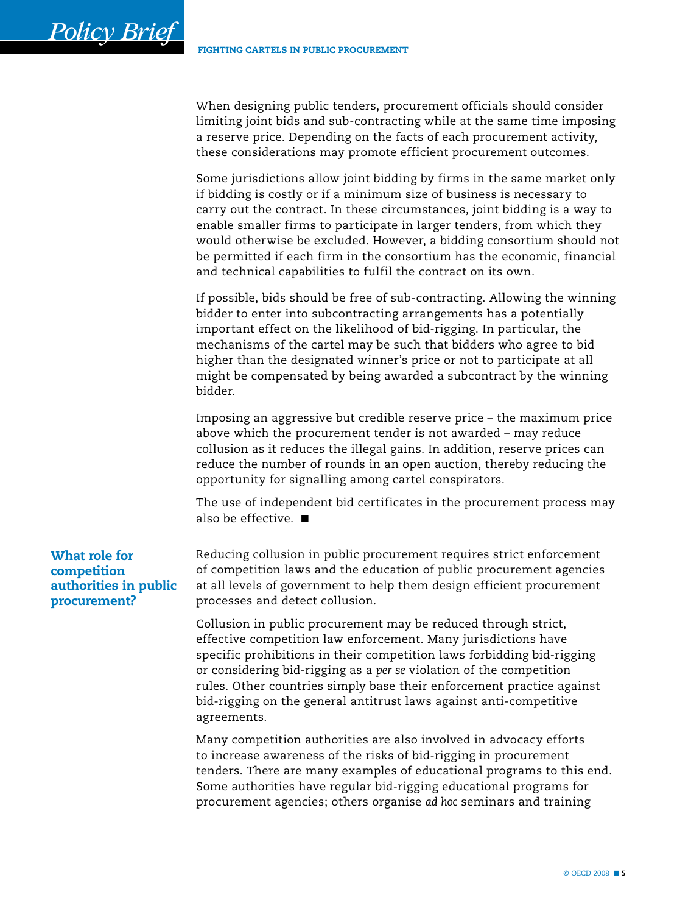When designing public tenders, procurement officials should consider limiting joint bids and sub-contracting while at the same time imposing a reserve price. Depending on the facts of each procurement activity, these considerations may promote efficient procurement outcomes.

Some jurisdictions allow joint bidding by firms in the same market only if bidding is costly or if a minimum size of business is necessary to carry out the contract. In these circumstances, joint bidding is a way to enable smaller firms to participate in larger tenders, from which they would otherwise be excluded. However, a bidding consortium should not be permitted if each firm in the consortium has the economic, financial and technical capabilities to fulfil the contract on its own.

If possible, bids should be free of sub-contracting. Allowing the winning bidder to enter into subcontracting arrangements has a potentially important effect on the likelihood of bid-rigging. In particular, the mechanisms of the cartel may be such that bidders who agree to bid higher than the designated winner's price or not to participate at all might be compensated by being awarded a subcontract by the winning bidder.

Imposing an aggressive but credible reserve price – the maximum price above which the procurement tender is not awarded – may reduce collusion as it reduces the illegal gains. In addition, reserve prices can reduce the number of rounds in an open auction, thereby reducing the opportunity for signalling among cartel conspirators.

The use of independent bid certificates in the procurement process may also be effective. ■

## What role for competition authorities in public procurement?

Reducing collusion in public procurement requires strict enforcement of competition laws and the education of public procurement agencies at all levels of government to help them design efficient procurement processes and detect collusion.

Collusion in public procurement may be reduced through strict, effective competition law enforcement. Many jurisdictions have specific prohibitions in their competition laws forbidding bid-rigging or considering bid-rigging as a *per se* violation of the competition rules. Other countries simply base their enforcement practice against bid-rigging on the general antitrust laws against anti-competitive agreements.

Many competition authorities are also involved in advocacy efforts to increase awareness of the risks of bid-rigging in procurement tenders. There are many examples of educational programs to this end. Some authorities have regular bid-rigging educational programs for procurement agencies; others organise *ad hoc* seminars and training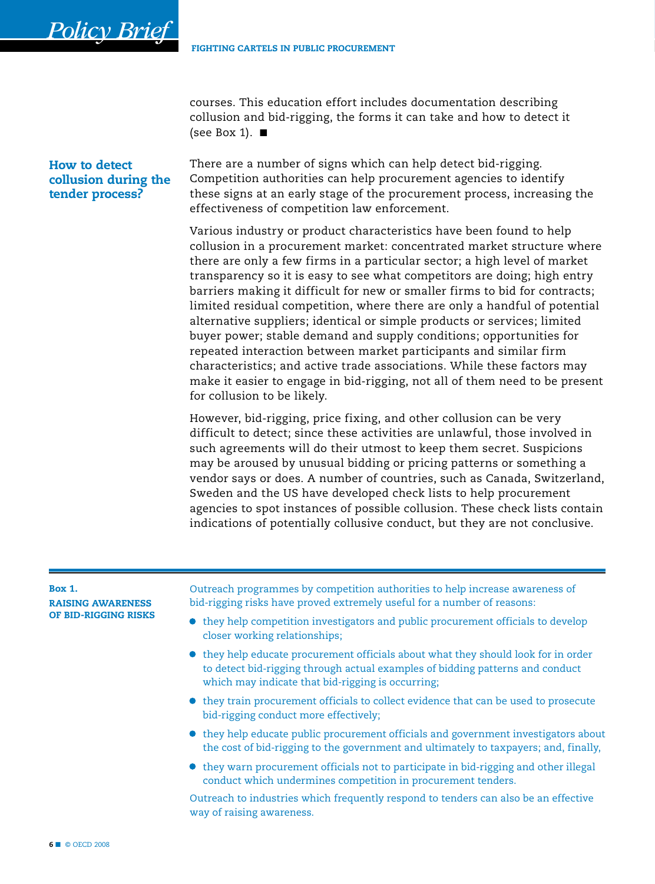courses. This education effort includes documentation describing collusion and bid-rigging, the forms it can take and how to detect it (see Box 1). ■

## How to detect collusion during the tender process?

There are a number of signs which can help detect bid-rigging. Competition authorities can help procurement agencies to identify these signs at an early stage of the procurement process, increasing the effectiveness of competition law enforcement.

Various industry or product characteristics have been found to help collusion in a procurement market: concentrated market structure where there are only a few firms in a particular sector; a high level of market transparency so it is easy to see what competitors are doing; high entry barriers making it difficult for new or smaller firms to bid for contracts; limited residual competition, where there are only a handful of potential alternative suppliers; identical or simple products or services; limited buyer power; stable demand and supply conditions; opportunities for repeated interaction between market participants and similar firm characteristics; and active trade associations. While these factors may make it easier to engage in bid-rigging, not all of them need to be present for collusion to be likely.

However, bid-rigging, price fixing, and other collusion can be very difficult to detect; since these activities are unlawful, those involved in such agreements will do their utmost to keep them secret. Suspicions may be aroused by unusual bidding or pricing patterns or something a vendor says or does. A number of countries, such as Canada, Switzerland, Sweden and the US have developed check lists to help procurement agencies to spot instances of possible collusion. These check lists contain indications of potentially collusive conduct, but they are not conclusive.

### Box 1. RAISING AWARENESS OF BID-RIGGING RISKS

Outreach programmes by competition authorities to help increase awareness of bid-rigging risks have proved extremely useful for a number of reasons:

- they help competition investigators and public procurement officials to develop closer working relationships;
- they help educate procurement officials about what they should look for in order to detect bid-rigging through actual examples of bidding patterns and conduct which may indicate that bid-rigging is occurring;
- they train procurement officials to collect evidence that can be used to prosecute bid-rigging conduct more effectively;
- they help educate public procurement officials and government investigators about the cost of bid-rigging to the government and ultimately to taxpayers; and, finally,
- they warn procurement officials not to participate in bid-rigging and other illegal conduct which undermines competition in procurement tenders.

Outreach to industries which frequently respond to tenders can also be an effective way of raising awareness.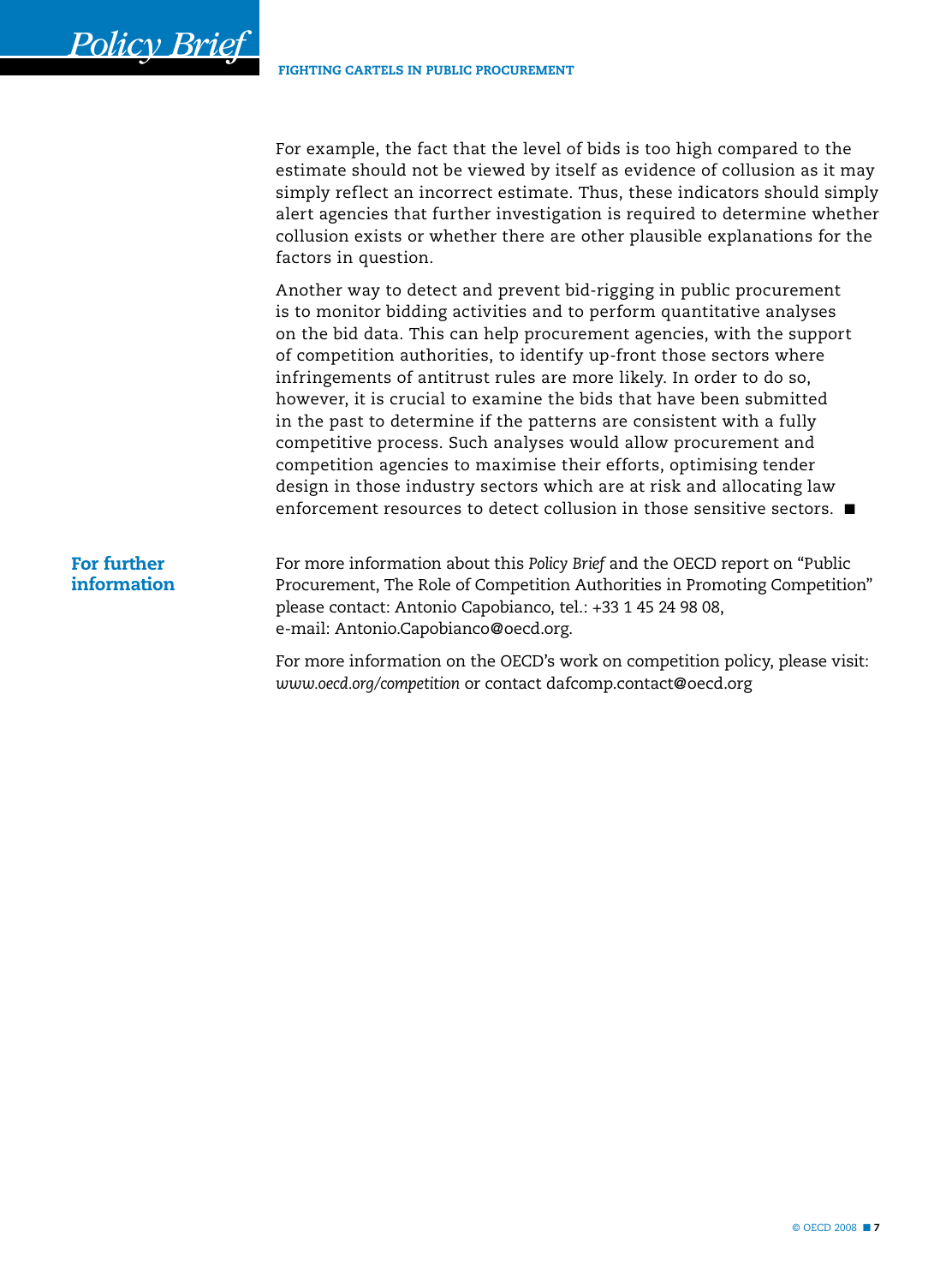For example, the fact that the level of bids is too high compared to the estimate should not be viewed by itself as evidence of collusion as it may simply reflect an incorrect estimate. Thus, these indicators should simply alert agencies that further investigation is required to determine whether collusion exists or whether there are other plausible explanations for the factors in question.

Another way to detect and prevent bid-rigging in public procurement is to monitor bidding activities and to perform quantitative analyses on the bid data. This can help procurement agencies, with the support of competition authorities, to identify up-front those sectors where infringements of antitrust rules are more likely. In order to do so, however, it is crucial to examine the bids that have been submitted in the past to determine if the patterns are consistent with a fully competitive process. Such analyses would allow procurement and competition agencies to maximise their efforts, optimising tender design in those industry sectors which are at risk and allocating law enforcement resources to detect collusion in those sensitive sectors. ■

## For further information

For more information about this *Policy Brief* and the OECD report on "Public Procurement, The Role of Competition Authorities in Promoting Competition" please contact: Antonio Capobianco, tel.: +33 1 45 24 98 08, e-mail: Antonio.Capobianco@oecd.org.

For more information on the OECD's work on competition policy, please visit: *www.oecd.org/competition* or contact dafcomp.contact@oecd.org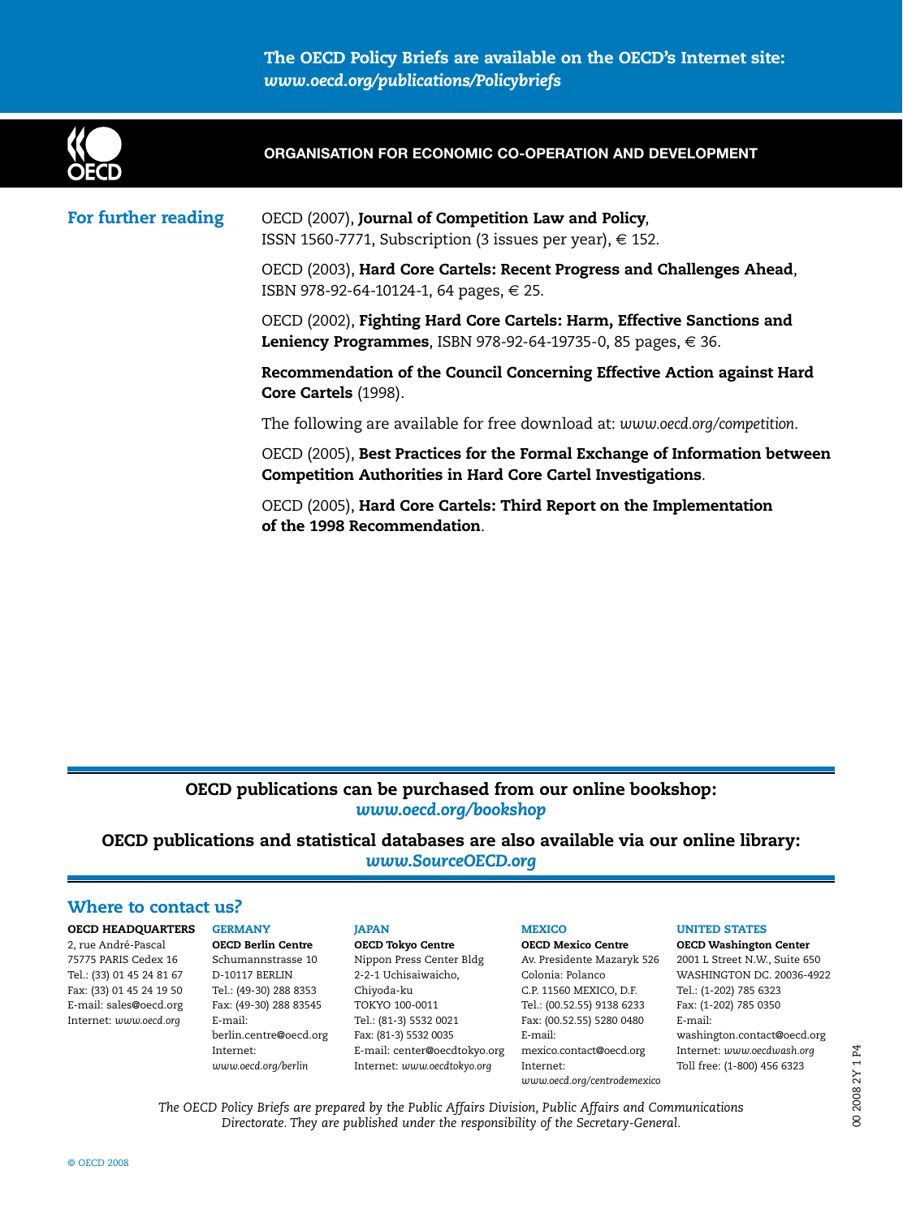**The OECD Policy Briefs are available on the OECD's Internet site:**
***www.oecd.org/publications/Policybriefs***

**ORGANISATION FOR ECONOMIC CO-OPERATION AND DEVELOPMENT**

## For further reading

OECD (2007), **Journal of Competition Law and Policy**, ISSN 1560-7771, Subscription (3 issues per year), € 152.

OECD (2003), **Hard Core Cartels: Recent Progress and Challenges Ahead**, ISBN 978-92-64-10124-1, 64 pages, € 25.

OECD (2002), **Fighting Hard Core Cartels: Harm, Effective Sanctions and Leniency Programmes**, ISBN 978-92-64-19735-0, 85 pages, € 36.

**Recommendation of the Council Concerning Effective Action against Hard Core Cartels** (1998).

The following are available for free download at: *www.oecd.org/competition*.

OECD (2005), **Best Practices for the Formal Exchange of Information between Competition Authorities in Hard Core Cartel Investigations**.

OECD (2005), **Hard Core Cartels: Third Report on the Implementation of the 1998 Recommendation**.

**OECD publications can be purchased from our online bookshop:**
***www.oecd.org/bookshop***

**OECD publications and statistical databases are also available via our online library:**
***www.SourceOECD.org***

## Where to contact us?

**OECD HEADQUARTERS**
2, rue André-Pascal
75775 PARIS Cedex 16
Tel.: (33) 01 45 24 81 67
Fax: (33) 01 45 24 19 50
E-mail: sales@oecd.org
Internet: *www.oecd.org*

**GERMANY**
**OECD Berlin Centre**
Schumannstrasse 10
D-10117 BERLIN
Tel.: (49-30) 288 8353
Fax: (49-30) 288 83545
E-mail: berlin.centre@oecd.org
Internet: *www.oecd.org/berlin*

**JAPAN**
**OECD Tokyo Centre**
Nippon Press Center Bldg
2-2-1 Uchisaiwaicho,
Chiyoda-ku
TOKYO 100-0011
Tel.: (81-3) 5532 0021
Fax: (81-3) 5532 0035
E-mail: center@oecdtokyo.org
Internet: *www.oecdtokyo.org*

**MEXICO**
**OECD Mexico Centre**
Av. Presidente Mazaryk 526
Colonia: Polanco
C.P. 11560 MEXICO, D.F.
Tel.: (00.52.55) 9138 6233
Fax: (00.52.55) 5280 0480
E-mail: mexico.contact@oecd.org
Internet: *www.oecd.org/centrodemexico*

**UNITED STATES**
**OECD Washington Center**
2001 L Street N.W., Suite 650
WASHINGTON DC. 20036-4922
Tel.: (1-202) 785 6323
Fax: (1-202) 785 0350
E-mail: washington.contact@oecd.org
Internet: *www.oecdwash.org*
Toll free: (1-800) 456 6323

*The OECD Policy Briefs are prepared by the Public Affairs Division, Public Affairs and Communications Directorate. They are published under the responsibility of the Secretary-General.*

00 2008 2Y 1 P4

© OECD 2008